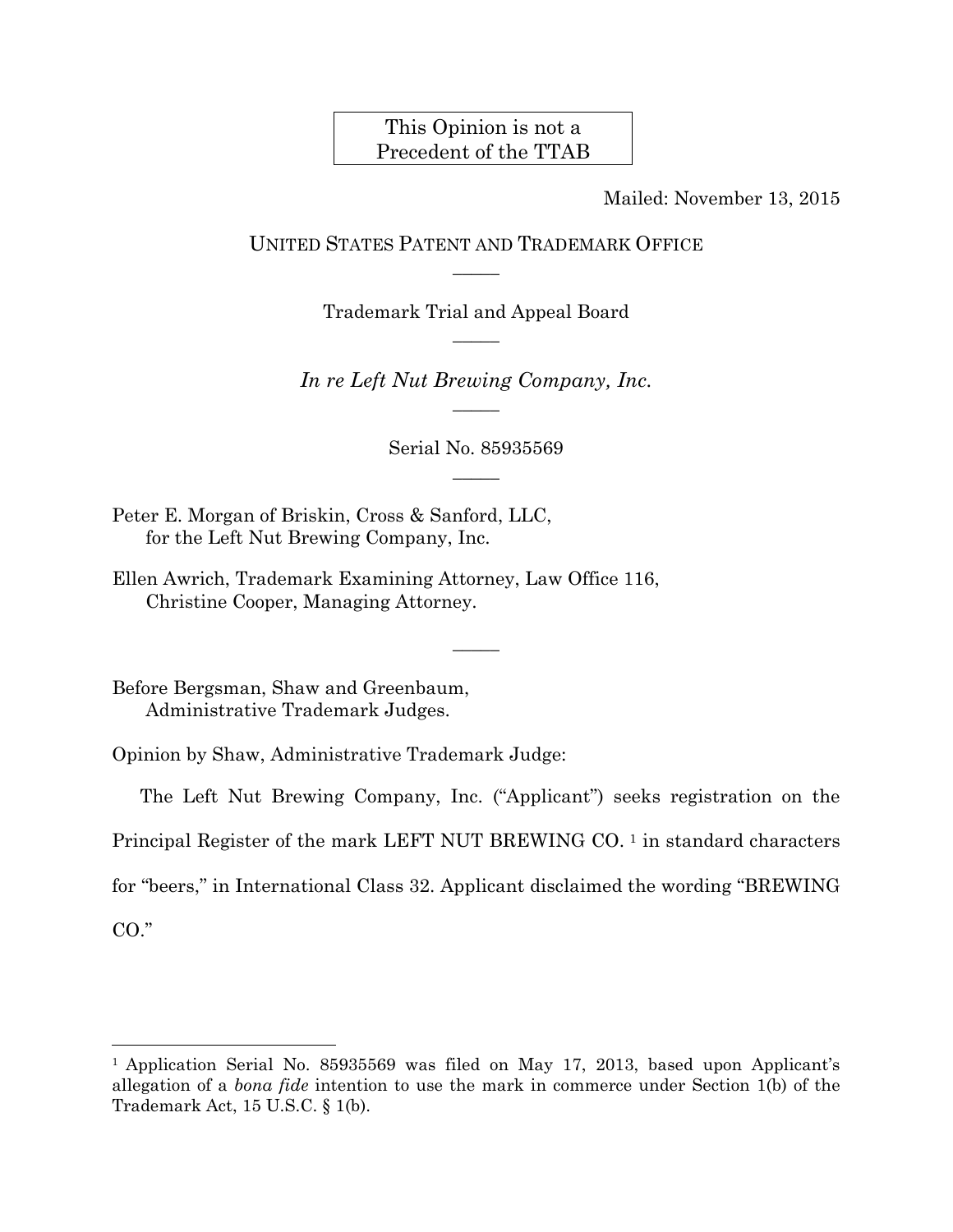This Opinion is not a Precedent of the TTAB

Mailed: November 13, 2015

UNITED STATES PATENT AND TRADEMARK OFFICE

Trademark Trial and Appeal Board

*In re Left Nut Brewing Company, Inc.*

Serial No. 85935569

Peter E. Morgan of Briskin, Cross & Sanford, LLC, for the Left Nut Brewing Company, Inc.

Ellen Awrich, Trademark Examining Attorney, Law Office 116, Christine Cooper, Managing Attorney.

Before Bergsman, Shaw and Greenbaum, Administrative Trademark Judges.

Opinion by Shaw, Administrative Trademark Judge:

The Left Nut Brewing Company, Inc. ("Applicant") seeks registration on the Principal Register of the mark LEFT NUT BREWING CO. [1] in standard characters for "beers," in International Class 32. Applicant disclaimed the wording "BREWING CO."

[1] Application Serial No. 85935569 was filed on May 17, 2013, based upon Applicant's allegation of a *bona fide* intention to use the mark in commerce under Section 1(b) of the Trademark Act, 15 U.S.C. § 1(b).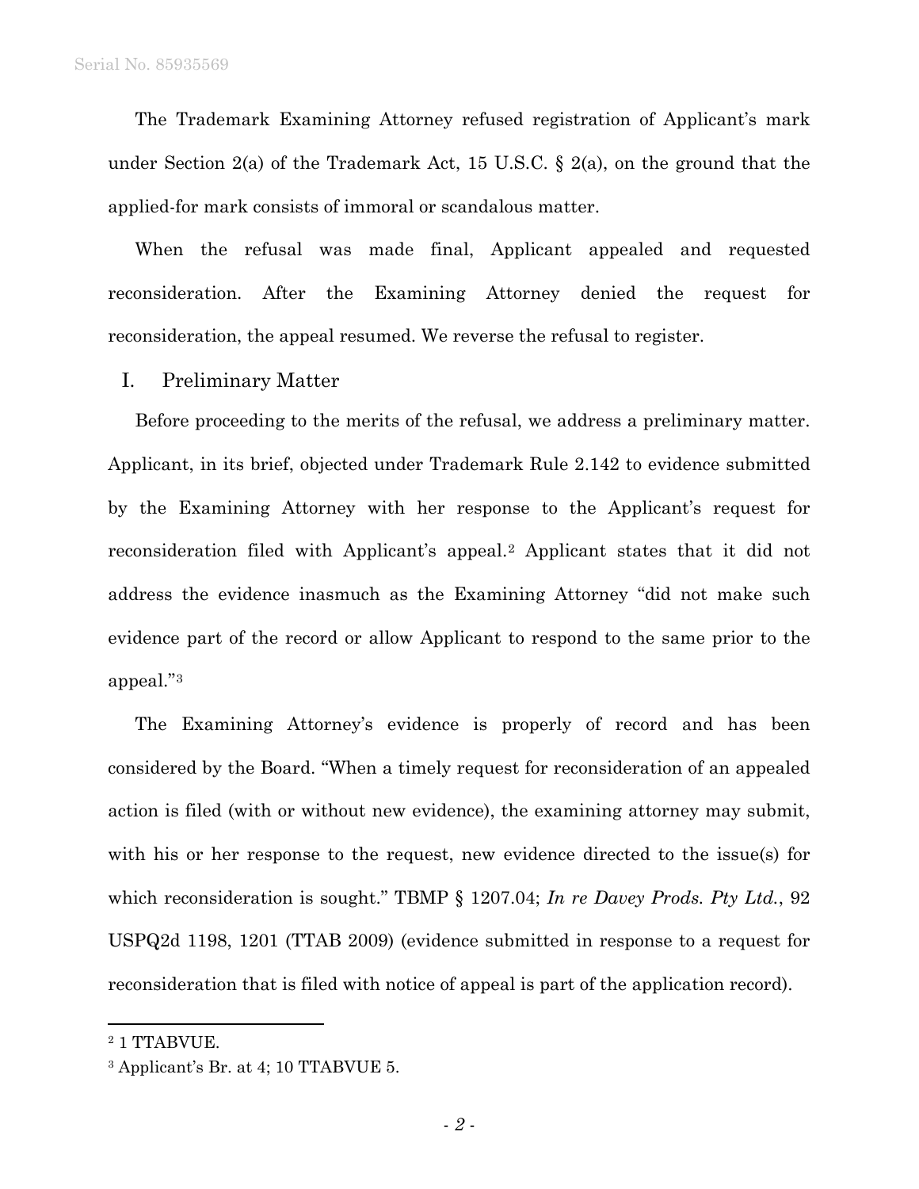The Trademark Examining Attorney refused registration of Applicant's mark under Section 2(a) of the Trademark Act, 15 U.S.C. § 2(a), on the ground that the applied-for mark consists of immoral or scandalous matter.

When the refusal was made final, Applicant appealed and requested reconsideration. After the Examining Attorney denied the request for reconsideration, the appeal resumed. We reverse the refusal to register.

## I. Preliminary Matter

Before proceeding to the merits of the refusal, we address a preliminary matter. Applicant, in its brief, objected under Trademark Rule 2.142 to evidence submitted by the Examining Attorney with her response to the Applicant's request for reconsideration filed with Applicant's appeal.[2] Applicant states that it did not address the evidence inasmuch as the Examining Attorney "did not make such evidence part of the record or allow Applicant to respond to the same prior to the appeal."[3]

The Examining Attorney's evidence is properly of record and has been considered by the Board. "When a timely request for reconsideration of an appealed action is filed (with or without new evidence), the examining attorney may submit, with his or her response to the request, new evidence directed to the issue(s) for which reconsideration is sought." TBMP § 1207.04; *In re Davey Prods. Pty Ltd.*, 92 USPQ2d 1198, 1201 (TTAB 2009) (evidence submitted in response to a request for reconsideration that is filed with notice of appeal is part of the application record).

---

[2] 1 TTABVUE.

[3] Applicant's Br. at 4; 10 TTABVUE 5.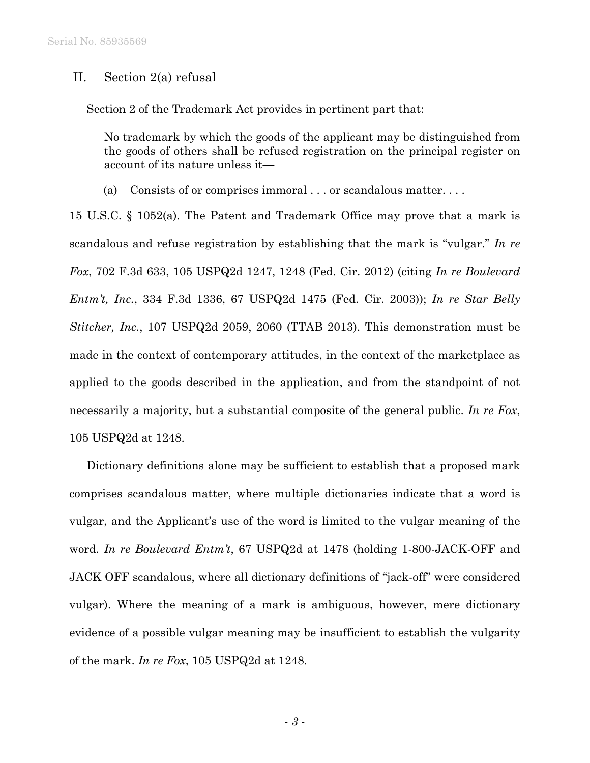## II. Section 2(a) refusal

Section 2 of the Trademark Act provides in pertinent part that:

> No trademark by which the goods of the applicant may be distinguished from the goods of others shall be refused registration on the principal register on account of its nature unless it—
>
> (a) Consists of or comprises immoral . . . or scandalous matter. . . .

15 U.S.C. § 1052(a). The Patent and Trademark Office may prove that a mark is scandalous and refuse registration by establishing that the mark is "vulgar." *In re Fox*, 702 F.3d 633, 105 USPQ2d 1247, 1248 (Fed. Cir. 2012) (citing *In re Boulevard Entm't, Inc.*, 334 F.3d 1336, 67 USPQ2d 1475 (Fed. Cir. 2003)); *In re Star Belly Stitcher, Inc.*, 107 USPQ2d 2059, 2060 (TTAB 2013). This demonstration must be made in the context of contemporary attitudes, in the context of the marketplace as applied to the goods described in the application, and from the standpoint of not necessarily a majority, but a substantial composite of the general public. *In re Fox*, 105 USPQ2d at 1248.

Dictionary definitions alone may be sufficient to establish that a proposed mark comprises scandalous matter, where multiple dictionaries indicate that a word is vulgar, and the Applicant's use of the word is limited to the vulgar meaning of the word. *In re Boulevard Entm't*, 67 USPQ2d at 1478 (holding 1-800-JACK-OFF and JACK OFF scandalous, where all dictionary definitions of "jack-off" were considered vulgar). Where the meaning of a mark is ambiguous, however, mere dictionary evidence of a possible vulgar meaning may be insufficient to establish the vulgarity of the mark. *In re Fox*, 105 USPQ2d at 1248.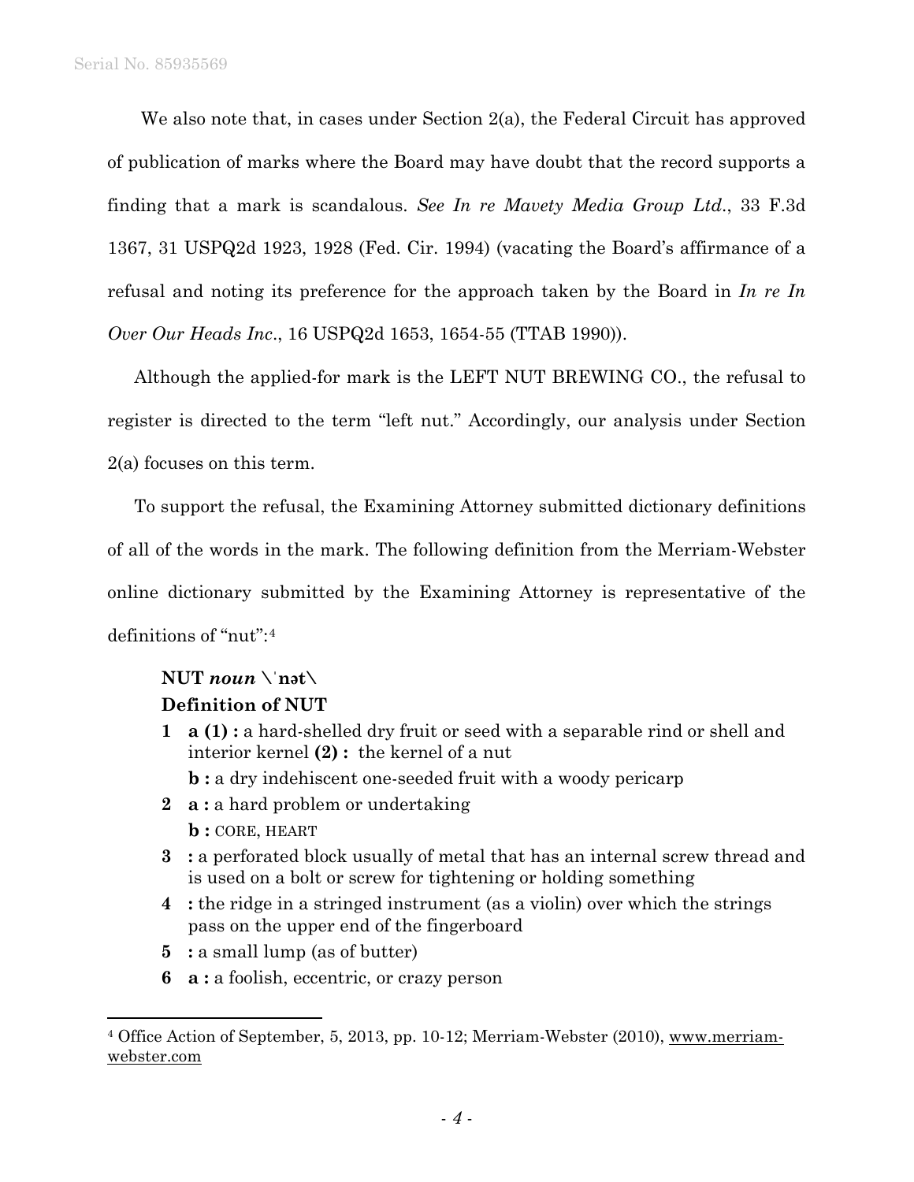We also note that, in cases under Section 2(a), the Federal Circuit has approved of publication of marks where the Board may have doubt that the record supports a finding that a mark is scandalous. *See In re Mavety Media Group Ltd*., 33 F.3d 1367, 31 USPQ2d 1923, 1928 (Fed. Cir. 1994) (vacating the Board's affirmance of a refusal and noting its preference for the approach taken by the Board in *In re In Over Our Heads Inc*., 16 USPQ2d 1653, 1654-55 (TTAB 1990)).

Although the applied-for mark is the LEFT NUT BREWING CO., the refusal to register is directed to the term "left nut." Accordingly, our analysis under Section 2(a) focuses on this term.

To support the refusal, the Examining Attorney submitted dictionary definitions of all of the words in the mark. The following definition from the Merriam-Webster online dictionary submitted by the Examining Attorney is representative of the definitions of "nut":[4]

> **NUT** ***noun*** **\ˈnət\**
> **Definition of NUT**
>
> **1** **a (1) :** a hard-shelled dry fruit or seed with a separable rind or shell and interior kernel **(2) :** the kernel of a nut
>   **b :** a dry indehiscent one-seeded fruit with a woody pericarp
>
> **2** **a :** a hard problem or undertaking
>   **b :** CORE, HEART
>
> **3** **:** a perforated block usually of metal that has an internal screw thread and is used on a bolt or screw for tightening or holding something
>
> **4** **:** the ridge in a stringed instrument (as a violin) over which the strings pass on the upper end of the fingerboard
>
> **5** **:** a small lump (as of butter)
>
> **6** **a :** a foolish, eccentric, or crazy person

[4] Office Action of September, 5, 2013, pp. 10-12; Merriam-Webster (2010), www.merriam-webster.com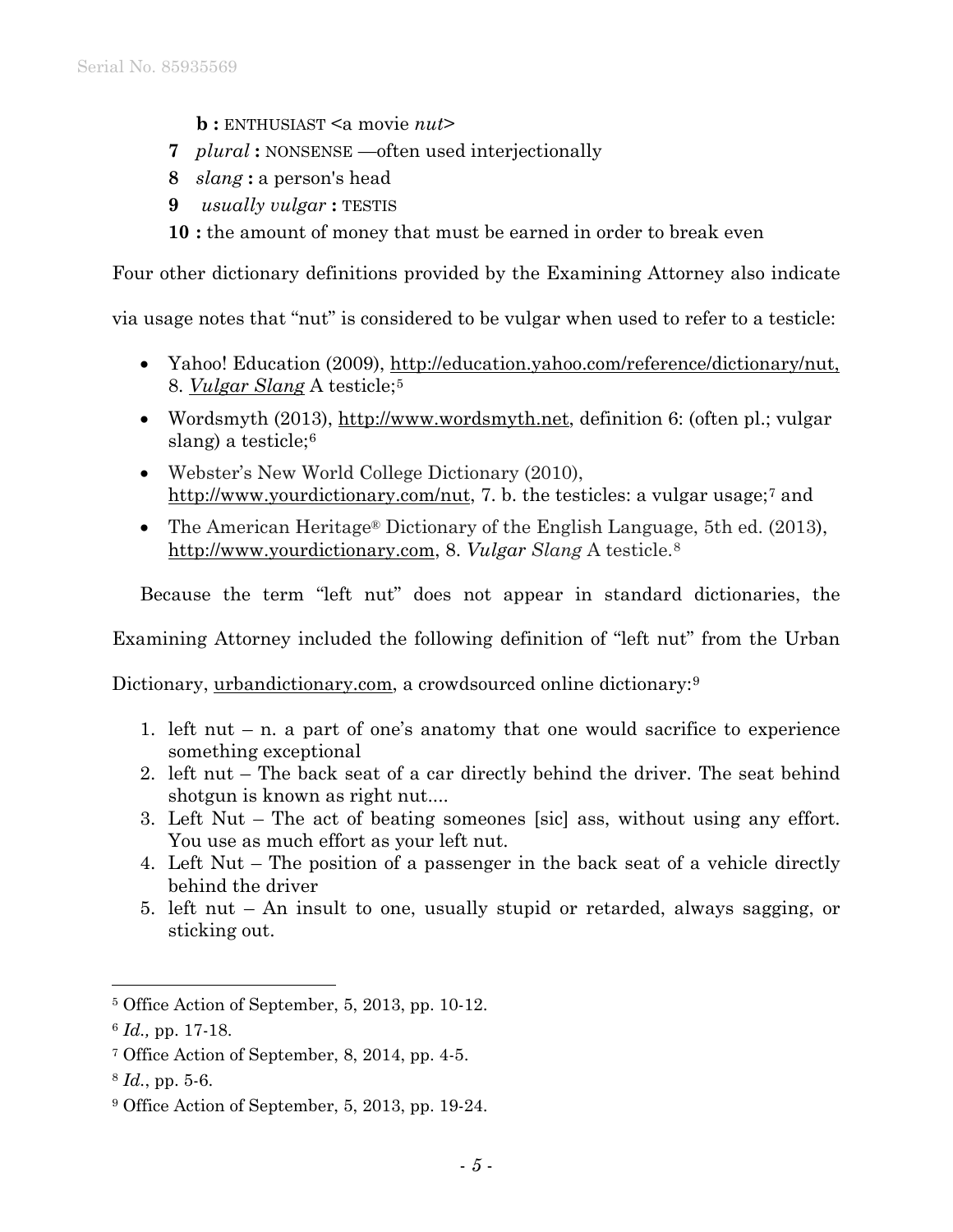**b :** ENTHUSIAST <a movie *nut*>

**7** *plural* **:** NONSENSE —often used interjectionally

**8** *slang* **:** a person's head

**9** *usually vulgar* **:** TESTIS

**10 :** the amount of money that must be earned in order to break even

Four other dictionary definitions provided by the Examining Attorney also indicate via usage notes that "nut" is considered to be vulgar when used to refer to a testicle:

- Yahoo! Education (2009), http://education.yahoo.com/reference/dictionary/nut, 8. *Vulgar Slang* A testicle;[5]
- Wordsmyth (2013), http://www.wordsmyth.net, definition 6: (often pl.; vulgar slang) a testicle;[6]
- Webster's New World College Dictionary (2010), http://www.yourdictionary.com/nut, 7. b. the testicles: a vulgar usage;[7] and
- The American Heritage® Dictionary of the English Language, 5th ed. (2013), http://www.yourdictionary.com, 8. *Vulgar Slang* A testicle.[8]

Because the term "left nut" does not appear in standard dictionaries, the Examining Attorney included the following definition of "left nut" from the Urban Dictionary, urbandictionary.com, a crowdsourced online dictionary:[9]

1. left nut – n. a part of one's anatomy that one would sacrifice to experience something exceptional
2. left nut – The back seat of a car directly behind the driver. The seat behind shotgun is known as right nut....
3. Left Nut – The act of beating someones [sic] ass, without using any effort. You use as much effort as your left nut.
4. Left Nut – The position of a passenger in the back seat of a vehicle directly behind the driver
5. left nut – An insult to one, usually stupid or retarded, always sagging, or sticking out.

---

[5] Office Action of September, 5, 2013, pp. 10-12.

[6] *Id.,* pp. 17-18.

[7] Office Action of September, 8, 2014, pp. 4-5.

[8] *Id.*, pp. 5-6.

[9] Office Action of September, 5, 2013, pp. 19-24.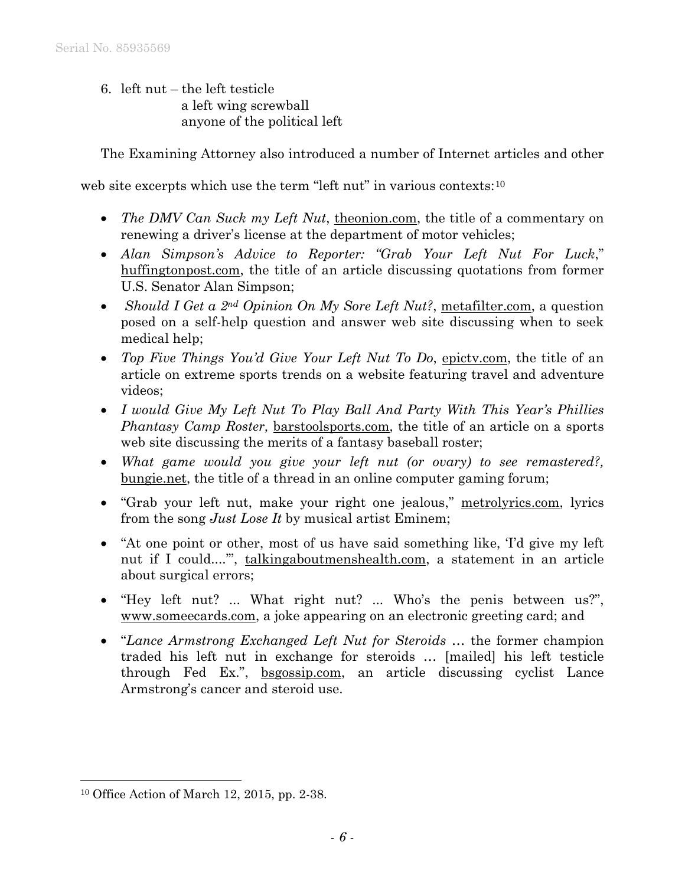6. left nut – the left testicle
   a left wing screwball
   anyone of the political left

The Examining Attorney also introduced a number of Internet articles and other web site excerpts which use the term "left nut" in various contexts:[10]

- *The DMV Can Suck my Left Nut*, theonion.com, the title of a commentary on renewing a driver's license at the department of motor vehicles;
- *Alan Simpson's Advice to Reporter: "Grab Your Left Nut For Luck*," huffingtonpost.com, the title of an article discussing quotations from former U.S. Senator Alan Simpson;
- *Should I Get a 2nd Opinion On My Sore Left Nut?*, metafilter.com, a question posed on a self-help question and answer web site discussing when to seek medical help;
- *Top Five Things You'd Give Your Left Nut To Do*, epictv.com, the title of an article on extreme sports trends on a website featuring travel and adventure videos;
- *I would Give My Left Nut To Play Ball And Party With This Year's Phillies Phantasy Camp Roster,* barstoolsports.com, the title of an article on a sports web site discussing the merits of a fantasy baseball roster;
- *What game would you give your left nut (or ovary) to see remastered?,* bungie.net, the title of a thread in an online computer gaming forum;
- "Grab your left nut, make your right one jealous," metrolyrics.com, lyrics from the song *Just Lose It* by musical artist Eminem;
- "At one point or other, most of us have said something like, 'I'd give my left nut if I could....'", talkingaboutmenshealth.com, a statement in an article about surgical errors;
- "Hey left nut? ... What right nut? ... Who's the penis between us?", www.someecards.com, a joke appearing on an electronic greeting card; and
- "*Lance Armstrong Exchanged Left Nut for Steroids* … the former champion traded his left nut in exchange for steroids … [mailed] his left testicle through Fed Ex.", bsgossip.com, an article discussing cyclist Lance Armstrong's cancer and steroid use.

---

[10] Office Action of March 12, 2015, pp. 2-38.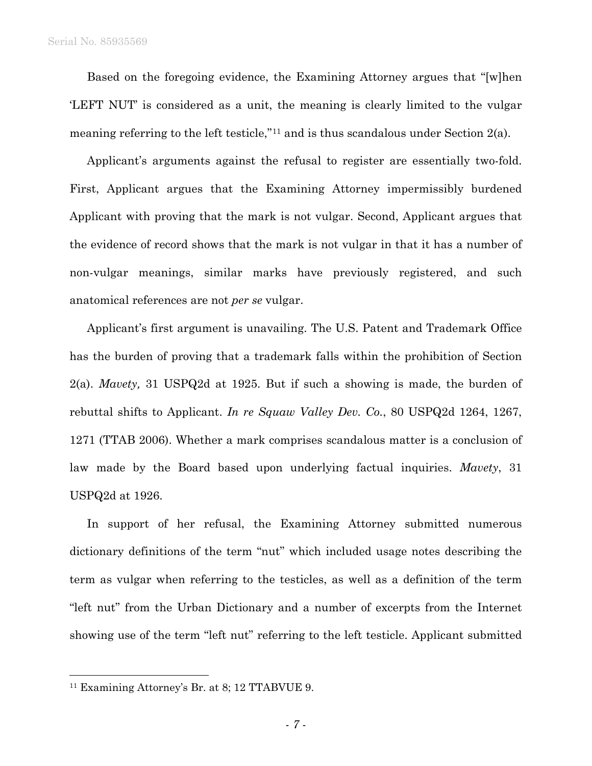Based on the foregoing evidence, the Examining Attorney argues that "[w]hen 'LEFT NUT' is considered as a unit, the meaning is clearly limited to the vulgar meaning referring to the left testicle,"[11] and is thus scandalous under Section 2(a).

Applicant's arguments against the refusal to register are essentially two-fold. First, Applicant argues that the Examining Attorney impermissibly burdened Applicant with proving that the mark is not vulgar. Second, Applicant argues that the evidence of record shows that the mark is not vulgar in that it has a number of non-vulgar meanings, similar marks have previously registered, and such anatomical references are not *per se* vulgar.

Applicant's first argument is unavailing. The U.S. Patent and Trademark Office has the burden of proving that a trademark falls within the prohibition of Section 2(a). *Mavety,* 31 USPQ2d at 1925. But if such a showing is made, the burden of rebuttal shifts to Applicant. *In re Squaw Valley Dev. Co.*, 80 USPQ2d 1264, 1267, 1271 (TTAB 2006). Whether a mark comprises scandalous matter is a conclusion of law made by the Board based upon underlying factual inquiries. *Mavety*, 31 USPQ2d at 1926.

In support of her refusal, the Examining Attorney submitted numerous dictionary definitions of the term "nut" which included usage notes describing the term as vulgar when referring to the testicles, as well as a definition of the term "left nut" from the Urban Dictionary and a number of excerpts from the Internet showing use of the term "left nut" referring to the left testicle. Applicant submitted

---

[11] Examining Attorney's Br. at 8; 12 TTABVUE 9.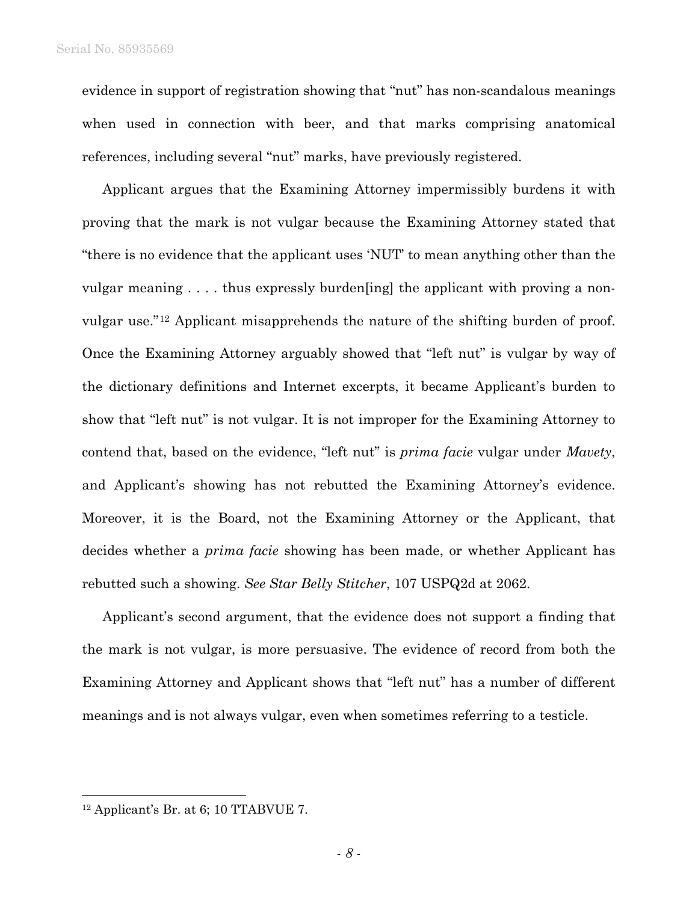evidence in support of registration showing that "nut" has non-scandalous meanings when used in connection with beer, and that marks comprising anatomical references, including several "nut" marks, have previously registered.

Applicant argues that the Examining Attorney impermissibly burdens it with proving that the mark is not vulgar because the Examining Attorney stated that "there is no evidence that the applicant uses 'NUT' to mean anything other than the vulgar meaning . . . . thus expressly burden[ing] the applicant with proving a non-vulgar use."[12] Applicant misapprehends the nature of the shifting burden of proof. Once the Examining Attorney arguably showed that "left nut" is vulgar by way of the dictionary definitions and Internet excerpts, it became Applicant's burden to show that "left nut" is not vulgar. It is not improper for the Examining Attorney to contend that, based on the evidence, "left nut" is *prima facie* vulgar under *Mavety*, and Applicant's showing has not rebutted the Examining Attorney's evidence. Moreover, it is the Board, not the Examining Attorney or the Applicant, that decides whether a *prima facie* showing has been made, or whether Applicant has rebutted such a showing. *See Star Belly Stitcher*, 107 USPQ2d at 2062.

Applicant's second argument, that the evidence does not support a finding that the mark is not vulgar, is more persuasive. The evidence of record from both the Examining Attorney and Applicant shows that "left nut" has a number of different meanings and is not always vulgar, even when sometimes referring to a testicle.

---

[12] Applicant's Br. at 6; 10 TTABVUE 7.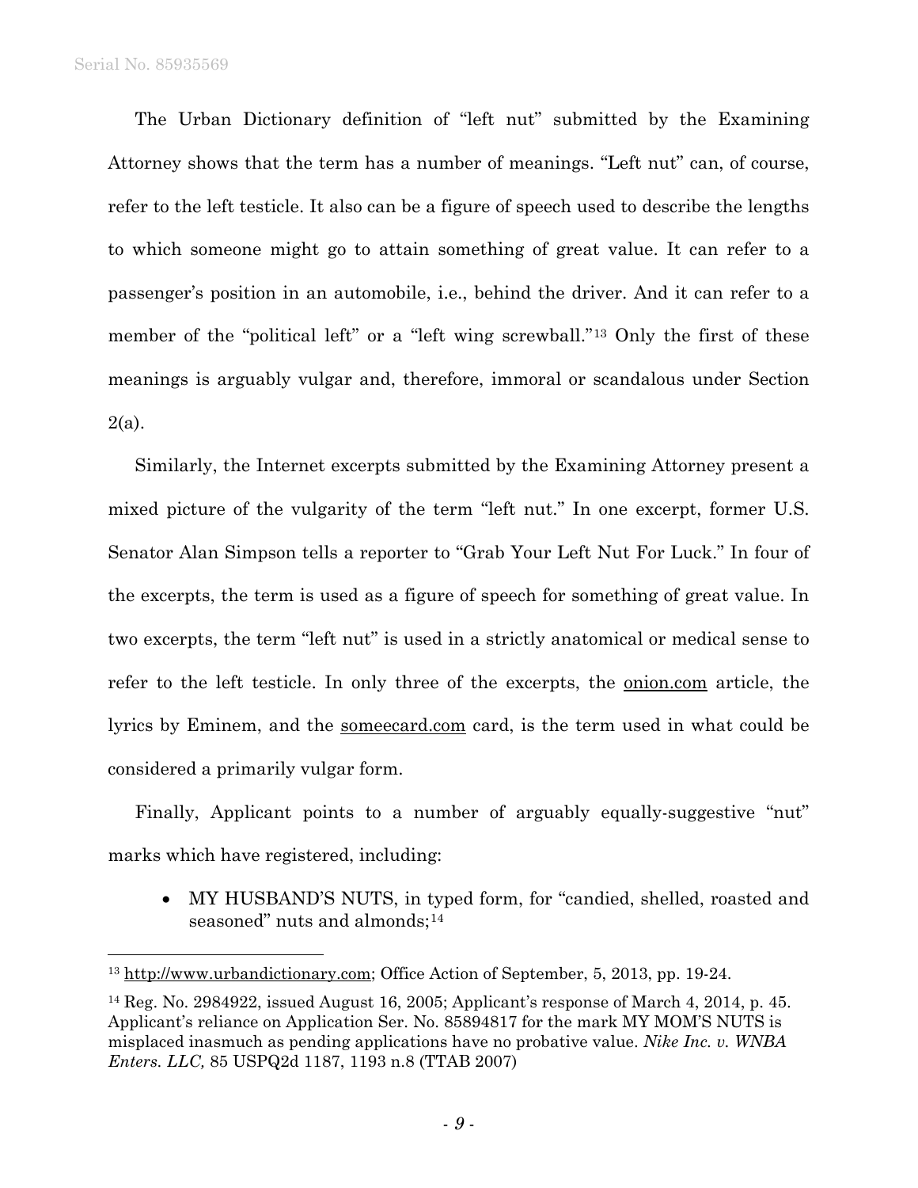The Urban Dictionary definition of "left nut" submitted by the Examining Attorney shows that the term has a number of meanings. "Left nut" can, of course, refer to the left testicle. It also can be a figure of speech used to describe the lengths to which someone might go to attain something of great value. It can refer to a passenger's position in an automobile, i.e., behind the driver. And it can refer to a member of the "political left" or a "left wing screwball."[13] Only the first of these meanings is arguably vulgar and, therefore, immoral or scandalous under Section 2(a).

Similarly, the Internet excerpts submitted by the Examining Attorney present a mixed picture of the vulgarity of the term "left nut." In one excerpt, former U.S. Senator Alan Simpson tells a reporter to "Grab Your Left Nut For Luck." In four of the excerpts, the term is used as a figure of speech for something of great value. In two excerpts, the term "left nut" is used in a strictly anatomical or medical sense to refer to the left testicle. In only three of the excerpts, the onion.com article, the lyrics by Eminem, and the someecard.com card, is the term used in what could be considered a primarily vulgar form.

Finally, Applicant points to a number of arguably equally-suggestive "nut" marks which have registered, including:

- MY HUSBAND'S NUTS, in typed form, for "candied, shelled, roasted and seasoned" nuts and almonds;[14]

---

[13] http://www.urbandictionary.com; Office Action of September, 5, 2013, pp. 19-24.

[14] Reg. No. 2984922, issued August 16, 2005; Applicant's response of March 4, 2014, p. 45. Applicant's reliance on Application Ser. No. 85894817 for the mark MY MOM'S NUTS is misplaced inasmuch as pending applications have no probative value. *Nike Inc. v. WNBA Enters. LLC,* 85 USPQ2d 1187, 1193 n.8 (TTAB 2007)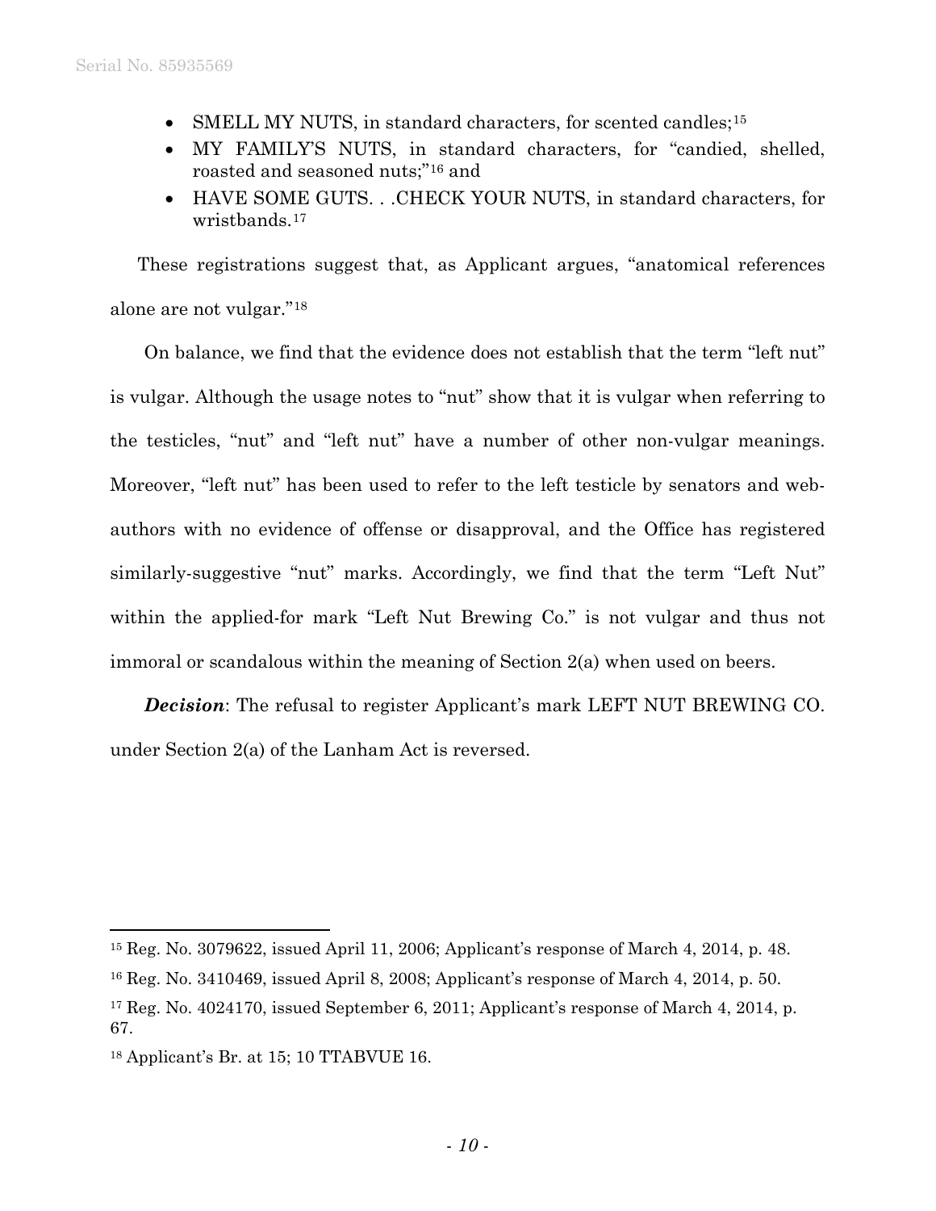- SMELL MY NUTS, in standard characters, for scented candles;[15]
- MY FAMILY'S NUTS, in standard characters, for "candied, shelled, roasted and seasoned nuts;"[16] and
- HAVE SOME GUTS. . .CHECK YOUR NUTS, in standard characters, for wristbands.[17]

These registrations suggest that, as Applicant argues, "anatomical references alone are not vulgar."[18]

On balance, we find that the evidence does not establish that the term "left nut" is vulgar. Although the usage notes to "nut" show that it is vulgar when referring to the testicles, "nut" and "left nut" have a number of other non-vulgar meanings. Moreover, "left nut" has been used to refer to the left testicle by senators and web-authors with no evidence of offense or disapproval, and the Office has registered similarly-suggestive "nut" marks. Accordingly, we find that the term "Left Nut" within the applied-for mark "Left Nut Brewing Co." is not vulgar and thus not immoral or scandalous within the meaning of Section 2(a) when used on beers.

***Decision***: The refusal to register Applicant's mark LEFT NUT BREWING CO. under Section 2(a) of the Lanham Act is reversed.

---

[15] Reg. No. 3079622, issued April 11, 2006; Applicant's response of March 4, 2014, p. 48.

[16] Reg. No. 3410469, issued April 8, 2008; Applicant's response of March 4, 2014, p. 50.

[17] Reg. No. 4024170, issued September 6, 2011; Applicant's response of March 4, 2014, p. 67.

[18] Applicant's Br. at 15; 10 TTABVUE 16.